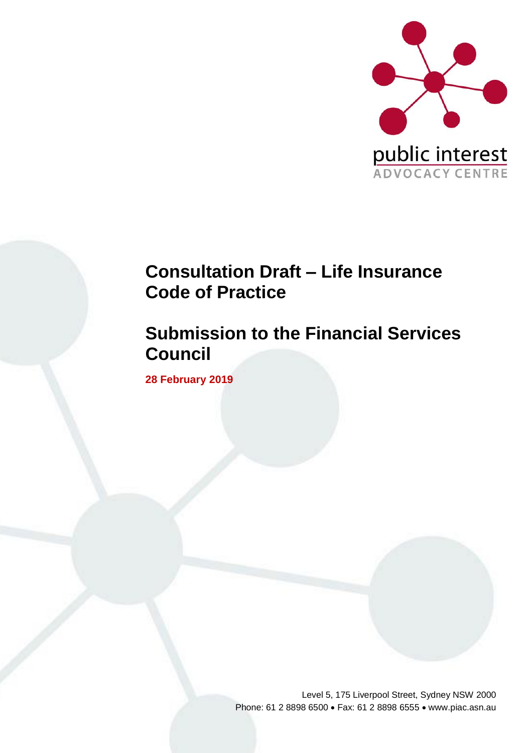public interest
ADVOCACY CENTRE

# Consultation Draft – Life Insurance Code of Practice

# Submission to the Financial Services Council

**28 February 2019**

Level 5, 175 Liverpool Street, Sydney NSW 2000
Phone: 61 2 8898 6500 • Fax: 61 2 8898 6555 • www.piac.asn.au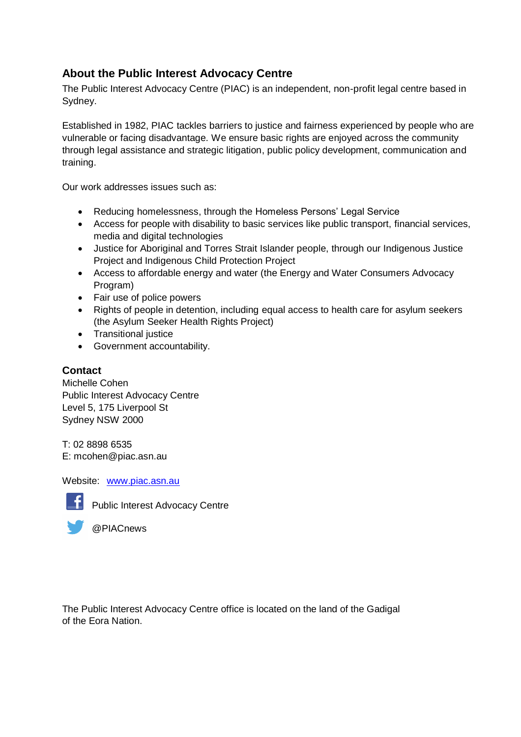## About the Public Interest Advocacy Centre

The Public Interest Advocacy Centre (PIAC) is an independent, non-profit legal centre based in Sydney.

Established in 1982, PIAC tackles barriers to justice and fairness experienced by people who are vulnerable or facing disadvantage. We ensure basic rights are enjoyed across the community through legal assistance and strategic litigation, public policy development, communication and training.

Our work addresses issues such as:

- Reducing homelessness, through the Homeless Persons' Legal Service
- Access for people with disability to basic services like public transport, financial services, media and digital technologies
- Justice for Aboriginal and Torres Strait Islander people, through our Indigenous Justice Project and Indigenous Child Protection Project
- Access to affordable energy and water (the Energy and Water Consumers Advocacy Program)
- Fair use of police powers
- Rights of people in detention, including equal access to health care for asylum seekers (the Asylum Seeker Health Rights Project)
- Transitional justice
- Government accountability.

### Contact

Michelle Cohen
Public Interest Advocacy Centre
Level 5, 175 Liverpool St
Sydney NSW 2000

T: 02 8898 6535
E: mcohen@piac.asn.au

Website: [www.piac.asn.au](http://www.piac.asn.au)

Public Interest Advocacy Centre

@PIACnews

The Public Interest Advocacy Centre office is located on the land of the Gadigal of the Eora Nation.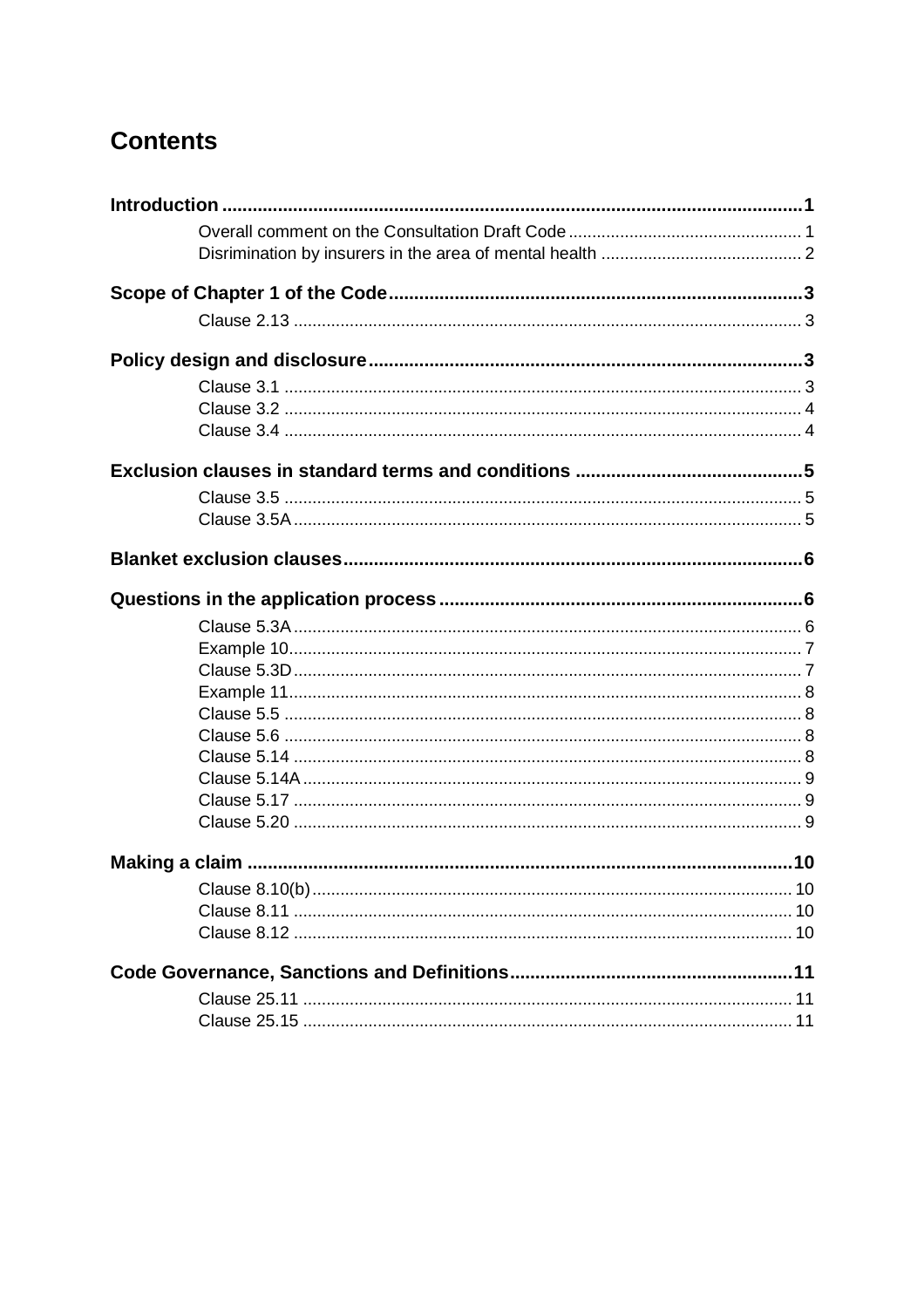# Contents

**Introduction** .......... **1**

- Overall comment on the Consultation Draft Code .......... 1
- Disrimination by insurers in the area of mental health .......... 2

**Scope of Chapter 1 of the Code** .......... **3**

- Clause 2.13 .......... 3

**Policy design and disclosure** .......... **3**

- Clause 3.1 .......... 3
- Clause 3.2 .......... 4
- Clause 3.4 .......... 4

**Exclusion clauses in standard terms and conditions** .......... **5**

- Clause 3.5 .......... 5
- Clause 3.5A .......... 5

**Blanket exclusion clauses** .......... **6**

**Questions in the application process** .......... **6**

- Clause 5.3A .......... 6
- Example 10 .......... 7
- Clause 5.3D .......... 7
- Example 11 .......... 8
- Clause 5.5 .......... 8
- Clause 5.6 .......... 8
- Clause 5.14 .......... 8
- Clause 5.14A .......... 9
- Clause 5.17 .......... 9
- Clause 5.20 .......... 9

**Making a claim** .......... **10**

- Clause 8.10(b) .......... 10
- Clause 8.11 .......... 10
- Clause 8.12 .......... 10

**Code Governance, Sanctions and Definitions** .......... **11**

- Clause 25.11 .......... 11
- Clause 25.15 .......... 11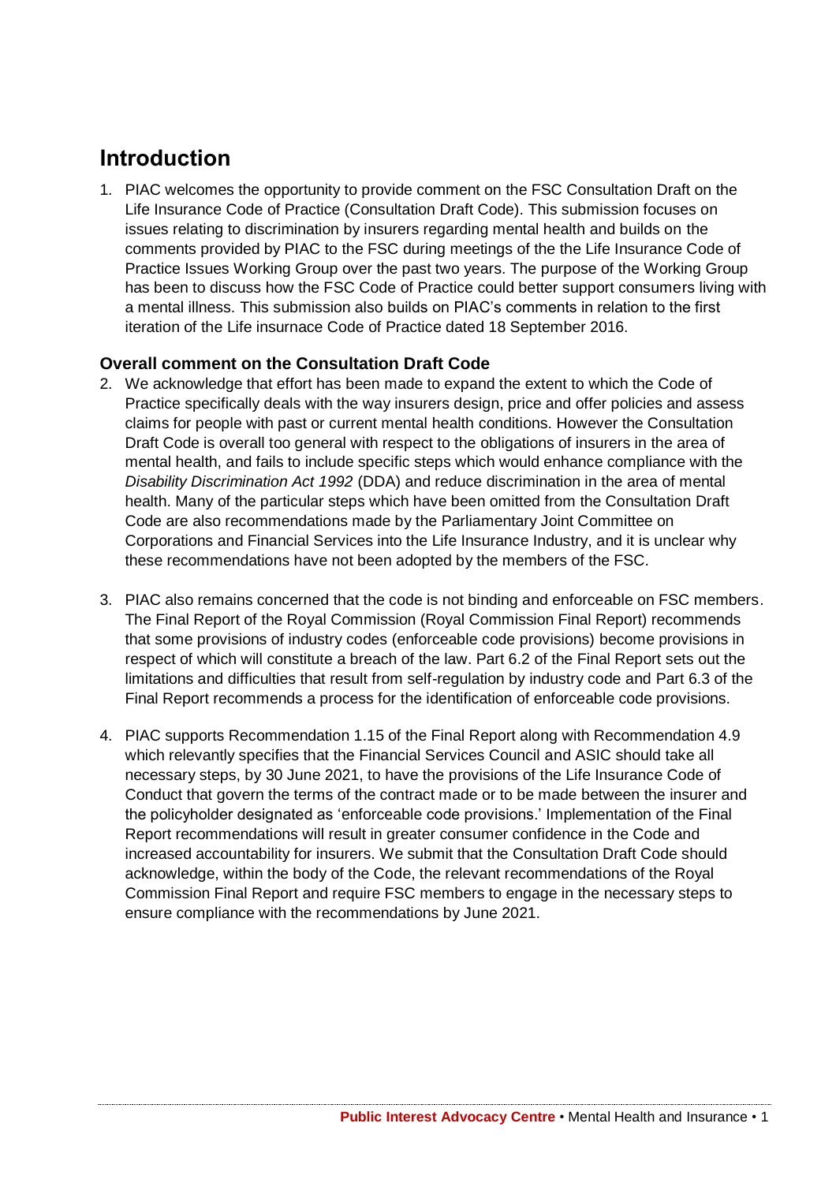# Introduction

1. PIAC welcomes the opportunity to provide comment on the FSC Consultation Draft on the Life Insurance Code of Practice (Consultation Draft Code). This submission focuses on issues relating to discrimination by insurers regarding mental health and builds on the comments provided by PIAC to the FSC during meetings of the the Life Insurance Code of Practice Issues Working Group over the past two years. The purpose of the Working Group has been to discuss how the FSC Code of Practice could better support consumers living with a mental illness. This submission also builds on PIAC's comments in relation to the first iteration of the Life insurnace Code of Practice dated 18 September 2016.

## Overall comment on the Consultation Draft Code

2. We acknowledge that effort has been made to expand the extent to which the Code of Practice specifically deals with the way insurers design, price and offer policies and assess claims for people with past or current mental health conditions. However the Consultation Draft Code is overall too general with respect to the obligations of insurers in the area of mental health, and fails to include specific steps which would enhance compliance with the *Disability Discrimination Act 1992* (DDA) and reduce discrimination in the area of mental health. Many of the particular steps which have been omitted from the Consultation Draft Code are also recommendations made by the Parliamentary Joint Committee on Corporations and Financial Services into the Life Insurance Industry, and it is unclear why these recommendations have not been adopted by the members of the FSC.

3. PIAC also remains concerned that the code is not binding and enforceable on FSC members. The Final Report of the Royal Commission (Royal Commission Final Report) recommends that some provisions of industry codes (enforceable code provisions) become provisions in respect of which will constitute a breach of the law. Part 6.2 of the Final Report sets out the limitations and difficulties that result from self-regulation by industry code and Part 6.3 of the Final Report recommends a process for the identification of enforceable code provisions.

4. PIAC supports Recommendation 1.15 of the Final Report along with Recommendation 4.9 which relevantly specifies that the Financial Services Council and ASIC should take all necessary steps, by 30 June 2021, to have the provisions of the Life Insurance Code of Conduct that govern the terms of the contract made or to be made between the insurer and the policyholder designated as 'enforceable code provisions.' Implementation of the Final Report recommendations will result in greater consumer confidence in the Code and increased accountability for insurers. We submit that the Consultation Draft Code should acknowledge, within the body of the Code, the relevant recommendations of the Royal Commission Final Report and require FSC members to engage in the necessary steps to ensure compliance with the recommendations by June 2021.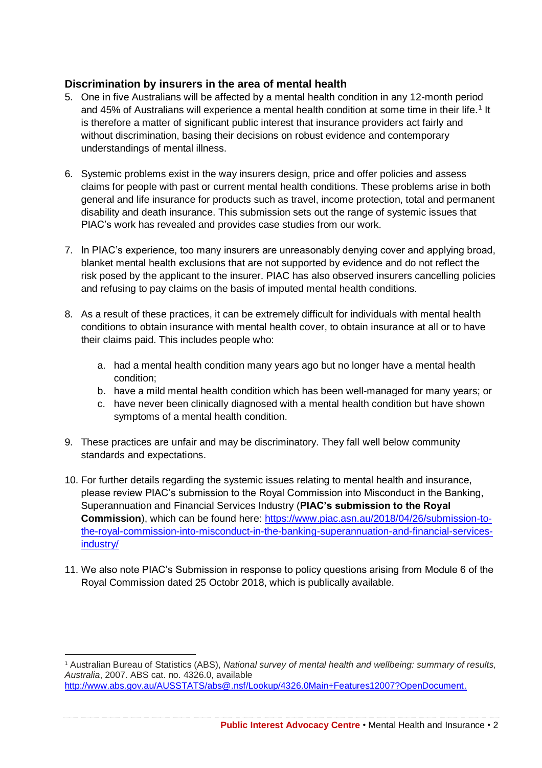## Discrimination by insurers in the area of mental health

5. One in five Australians will be affected by a mental health condition in any 12-month period and 45% of Australians will experience a mental health condition at some time in their life.[1] It is therefore a matter of significant public interest that insurance providers act fairly and without discrimination, basing their decisions on robust evidence and contemporary understandings of mental illness.

6. Systemic problems exist in the way insurers design, price and offer policies and assess claims for people with past or current mental health conditions. These problems arise in both general and life insurance for products such as travel, income protection, total and permanent disability and death insurance. This submission sets out the range of systemic issues that PIAC's work has revealed and provides case studies from our work.

7. In PIAC's experience, too many insurers are unreasonably denying cover and applying broad, blanket mental health exclusions that are not supported by evidence and do not reflect the risk posed by the applicant to the insurer. PIAC has also observed insurers cancelling policies and refusing to pay claims on the basis of imputed mental health conditions.

8. As a result of these practices, it can be extremely difficult for individuals with mental health conditions to obtain insurance with mental health cover, to obtain insurance at all or to have their claims paid. This includes people who:

    a. had a mental health condition many years ago but no longer have a mental health condition;
    b. have a mild mental health condition which has been well-managed for many years; or
    c. have never been clinically diagnosed with a mental health condition but have shown symptoms of a mental health condition.

9. These practices are unfair and may be discriminatory. They fall well below community standards and expectations.

10. For further details regarding the systemic issues relating to mental health and insurance, please review PIAC's submission to the Royal Commission into Misconduct in the Banking, Superannuation and Financial Services Industry (**PIAC's submission to the Royal Commission**), which can be found here: https://www.piac.asn.au/2018/04/26/submission-to-the-royal-commission-into-misconduct-in-the-banking-superannuation-and-financial-services-industry/

11. We also note PIAC's Submission in response to policy questions arising from Module 6 of the Royal Commission dated 25 Octobr 2018, which is publically available.

---

[1] Australian Bureau of Statistics (ABS), *National survey of mental health and wellbeing: summary of results, Australia*, 2007. ABS cat. no. 4326.0, available http://www.abs.gov.au/AUSSTATS/abs@.nsf/Lookup/4326.0Main+Features12007?OpenDocument.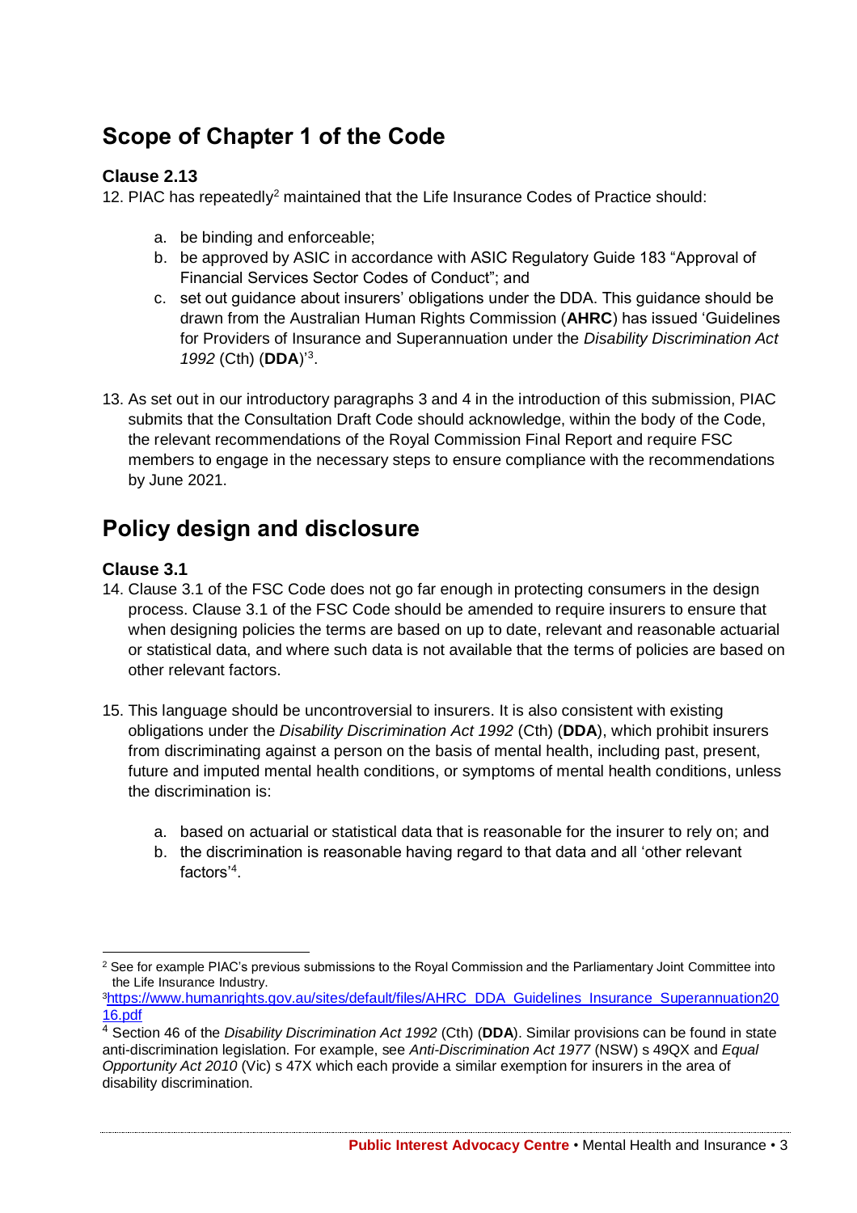## Scope of Chapter 1 of the Code

### Clause 2.13

12. PIAC has repeatedly[2] maintained that the Life Insurance Codes of Practice should:

    a. be binding and enforceable;
    b. be approved by ASIC in accordance with ASIC Regulatory Guide 183 "Approval of Financial Services Sector Codes of Conduct"; and
    c. set out guidance about insurers' obligations under the DDA. This guidance should be drawn from the Australian Human Rights Commission (**AHRC**) has issued 'Guidelines for Providers of Insurance and Superannuation under the *Disability Discrimination Act 1992* (Cth) (**DDA**)'[3].

13. As set out in our introductory paragraphs 3 and 4 in the introduction of this submission, PIAC submits that the Consultation Draft Code should acknowledge, within the body of the Code, the relevant recommendations of the Royal Commission Final Report and require FSC members to engage in the necessary steps to ensure compliance with the recommendations by June 2021.

## Policy design and disclosure

### Clause 3.1

14. Clause 3.1 of the FSC Code does not go far enough in protecting consumers in the design process. Clause 3.1 of the FSC Code should be amended to require insurers to ensure that when designing policies the terms are based on up to date, relevant and reasonable actuarial or statistical data, and where such data is not available that the terms of policies are based on other relevant factors.

15. This language should be uncontroversial to insurers. It is also consistent with existing obligations under the *Disability Discrimination Act 1992* (Cth) (**DDA**), which prohibit insurers from discriminating against a person on the basis of mental health, including past, present, future and imputed mental health conditions, or symptoms of mental health conditions, unless the discrimination is:

    a. based on actuarial or statistical data that is reasonable for the insurer to rely on; and
    b. the discrimination is reasonable having regard to that data and all 'other relevant factors'[4].

---

[2] See for example PIAC's previous submissions to the Royal Commission and the Parliamentary Joint Committee into the Life Insurance Industry.

[3] https://www.humanrights.gov.au/sites/default/files/AHRC_DDA_Guidelines_Insurance_Superannuation2016.pdf

[4] Section 46 of the *Disability Discrimination Act 1992* (Cth) (**DDA**). Similar provisions can be found in state anti-discrimination legislation. For example, see *Anti-Discrimination Act 1977* (NSW) s 49QX and *Equal Opportunity Act 2010* (Vic) s 47X which each provide a similar exemption for insurers in the area of disability discrimination.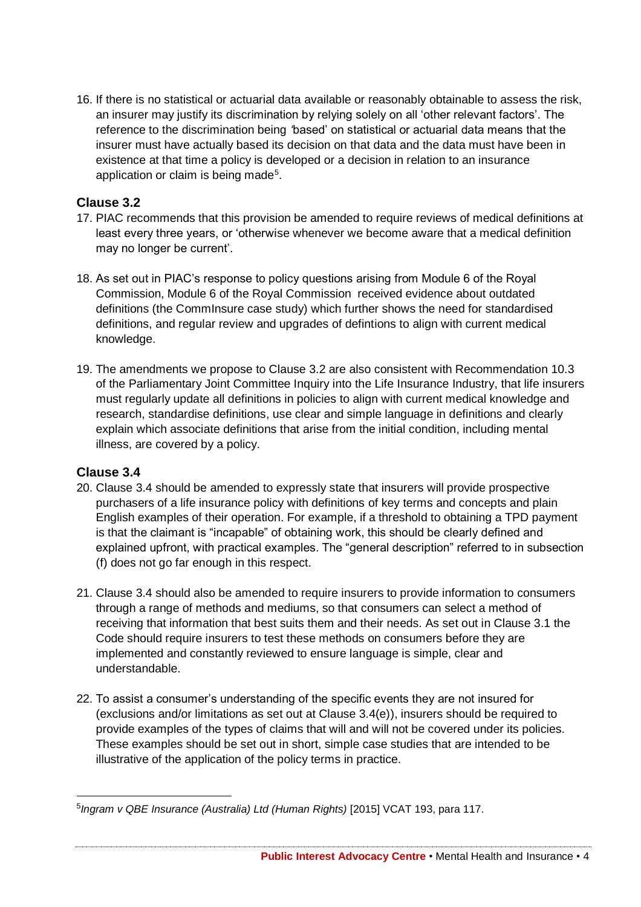16. If there is no statistical or actuarial data available or reasonably obtainable to assess the risk, an insurer may justify its discrimination by relying solely on all 'other relevant factors'. The reference to the discrimination being *'*based' on statistical or actuarial data means that the insurer must have actually based its decision on that data and the data must have been in existence at that time a policy is developed or a decision in relation to an insurance application or claim is being made[5].

### Clause 3.2

17. PIAC recommends that this provision be amended to require reviews of medical definitions at least every three years, or 'otherwise whenever we become aware that a medical definition may no longer be current'.

18. As set out in PIAC's response to policy questions arising from Module 6 of the Royal Commission, Module 6 of the Royal Commission received evidence about outdated definitions (the CommInsure case study) which further shows the need for standardised definitions, and regular review and upgrades of defintions to align with current medical knowledge.

19. The amendments we propose to Clause 3.2 are also consistent with Recommendation 10.3 of the Parliamentary Joint Committee Inquiry into the Life Insurance Industry, that life insurers must regularly update all definitions in policies to align with current medical knowledge and research, standardise definitions, use clear and simple language in definitions and clearly explain which associate definitions that arise from the initial condition, including mental illness, are covered by a policy.

### Clause 3.4

20. Clause 3.4 should be amended to expressly state that insurers will provide prospective purchasers of a life insurance policy with definitions of key terms and concepts and plain English examples of their operation. For example, if a threshold to obtaining a TPD payment is that the claimant is "incapable" of obtaining work, this should be clearly defined and explained upfront, with practical examples. The "general description" referred to in subsection (f) does not go far enough in this respect.

21. Clause 3.4 should also be amended to require insurers to provide information to consumers through a range of methods and mediums, so that consumers can select a method of receiving that information that best suits them and their needs. As set out in Clause 3.1 the Code should require insurers to test these methods on consumers before they are implemented and constantly reviewed to ensure language is simple, clear and understandable.

22. To assist a consumer's understanding of the specific events they are not insured for (exclusions and/or limitations as set out at Clause 3.4(e)), insurers should be required to provide examples of the types of claims that will and will not be covered under its policies. These examples should be set out in short, simple case studies that are intended to be illustrative of the application of the policy terms in practice.

---

[5] *Ingram v QBE Insurance (Australia) Ltd (Human Rights)* [2015] VCAT 193, para 117.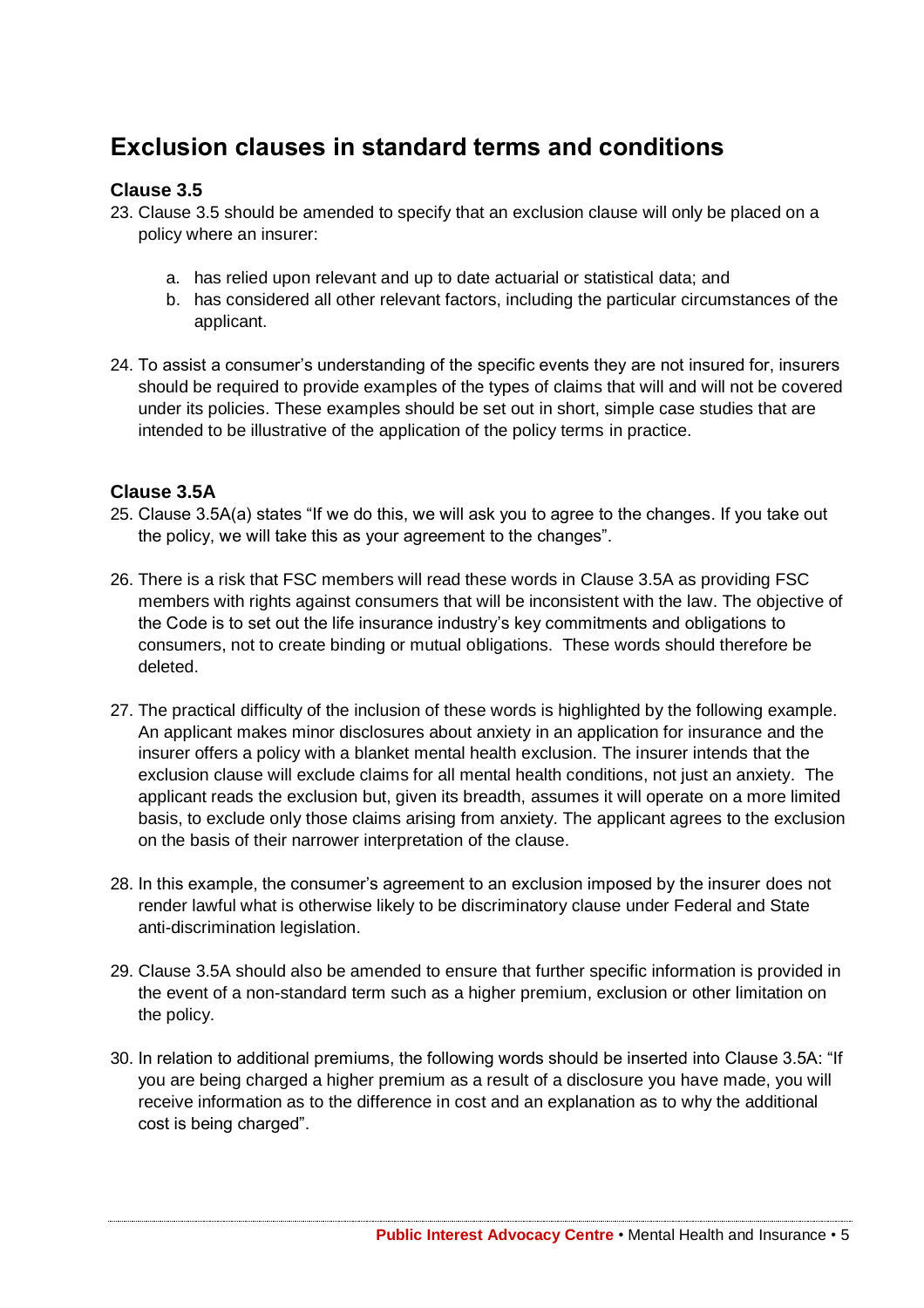## Exclusion clauses in standard terms and conditions

### Clause 3.5

23. Clause 3.5 should be amended to specify that an exclusion clause will only be placed on a policy where an insurer:

    a. has relied upon relevant and up to date actuarial or statistical data; and
    b. has considered all other relevant factors, including the particular circumstances of the applicant.

24. To assist a consumer's understanding of the specific events they are not insured for, insurers should be required to provide examples of the types of claims that will and will not be covered under its policies. These examples should be set out in short, simple case studies that are intended to be illustrative of the application of the policy terms in practice.

### Clause 3.5A

25. Clause 3.5A(a) states "If we do this, we will ask you to agree to the changes. If you take out the policy, we will take this as your agreement to the changes".

26. There is a risk that FSC members will read these words in Clause 3.5A as providing FSC members with rights against consumers that will be inconsistent with the law. The objective of the Code is to set out the life insurance industry's key commitments and obligations to consumers, not to create binding or mutual obligations. These words should therefore be deleted.

27. The practical difficulty of the inclusion of these words is highlighted by the following example. An applicant makes minor disclosures about anxiety in an application for insurance and the insurer offers a policy with a blanket mental health exclusion. The insurer intends that the exclusion clause will exclude claims for all mental health conditions, not just an anxiety. The applicant reads the exclusion but, given its breadth, assumes it will operate on a more limited basis, to exclude only those claims arising from anxiety. The applicant agrees to the exclusion on the basis of their narrower interpretation of the clause.

28. In this example, the consumer's agreement to an exclusion imposed by the insurer does not render lawful what is otherwise likely to be discriminatory clause under Federal and State anti-discrimination legislation.

29. Clause 3.5A should also be amended to ensure that further specific information is provided in the event of a non-standard term such as a higher premium, exclusion or other limitation on the policy.

30. In relation to additional premiums, the following words should be inserted into Clause 3.5A: "If you are being charged a higher premium as a result of a disclosure you have made, you will receive information as to the difference in cost and an explanation as to why the additional cost is being charged".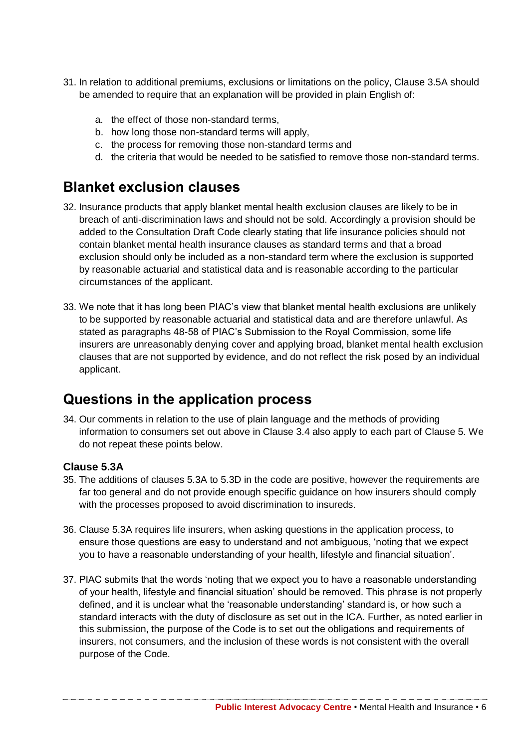31. In relation to additional premiums, exclusions or limitations on the policy, Clause 3.5A should be amended to require that an explanation will be provided in plain English of:

    a. the effect of those non-standard terms,
    b. how long those non-standard terms will apply,
    c. the process for removing those non-standard terms and
    d. the criteria that would be needed to be satisfied to remove those non-standard terms.

## Blanket exclusion clauses

32. Insurance products that apply blanket mental health exclusion clauses are likely to be in breach of anti-discrimination laws and should not be sold. Accordingly a provision should be added to the Consultation Draft Code clearly stating that life insurance policies should not contain blanket mental health insurance clauses as standard terms and that a broad exclusion should only be included as a non-standard term where the exclusion is supported by reasonable actuarial and statistical data and is reasonable according to the particular circumstances of the applicant.

33. We note that it has long been PIAC's view that blanket mental health exclusions are unlikely to be supported by reasonable actuarial and statistical data and are therefore unlawful. As stated as paragraphs 48-58 of PIAC's Submission to the Royal Commission, some life insurers are unreasonably denying cover and applying broad, blanket mental health exclusion clauses that are not supported by evidence, and do not reflect the risk posed by an individual applicant.

## Questions in the application process

34. Our comments in relation to the use of plain language and the methods of providing information to consumers set out above in Clause 3.4 also apply to each part of Clause 5. We do not repeat these points below.

### Clause 5.3A

35. The additions of clauses 5.3A to 5.3D in the code are positive, however the requirements are far too general and do not provide enough specific guidance on how insurers should comply with the processes proposed to avoid discrimination to insureds.

36. Clause 5.3A requires life insurers, when asking questions in the application process, to ensure those questions are easy to understand and not ambiguous, 'noting that we expect you to have a reasonable understanding of your health, lifestyle and financial situation'.

37. PIAC submits that the words 'noting that we expect you to have a reasonable understanding of your health, lifestyle and financial situation' should be removed. This phrase is not properly defined, and it is unclear what the 'reasonable understanding' standard is, or how such a standard interacts with the duty of disclosure as set out in the ICA. Further, as noted earlier in this submission, the purpose of the Code is to set out the obligations and requirements of insurers, not consumers, and the inclusion of these words is not consistent with the overall purpose of the Code.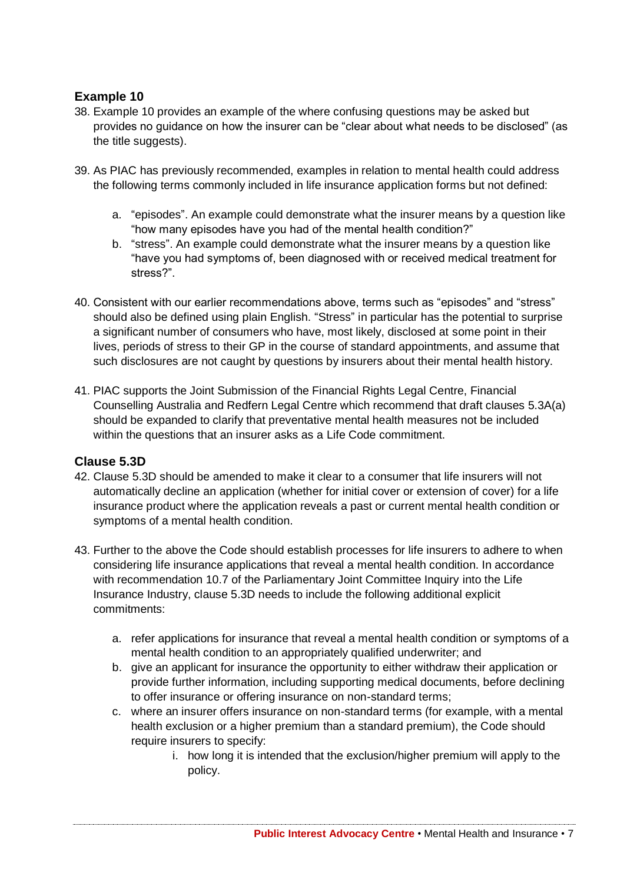## Example 10

38. Example 10 provides an example of the where confusing questions may be asked but provides no guidance on how the insurer can be "clear about what needs to be disclosed" (as the title suggests).

39. As PIAC has previously recommended, examples in relation to mental health could address the following terms commonly included in life insurance application forms but not defined:

    a. "episodes". An example could demonstrate what the insurer means by a question like "how many episodes have you had of the mental health condition?"
    b. "stress". An example could demonstrate what the insurer means by a question like "have you had symptoms of, been diagnosed with or received medical treatment for stress?".

40. Consistent with our earlier recommendations above, terms such as "episodes" and "stress" should also be defined using plain English. "Stress" in particular has the potential to surprise a significant number of consumers who have, most likely, disclosed at some point in their lives, periods of stress to their GP in the course of standard appointments, and assume that such disclosures are not caught by questions by insurers about their mental health history.

41. PIAC supports the Joint Submission of the Financial Rights Legal Centre, Financial Counselling Australia and Redfern Legal Centre which recommend that draft clauses 5.3A(a) should be expanded to clarify that preventative mental health measures not be included within the questions that an insurer asks as a Life Code commitment.

## Clause 5.3D

42. Clause 5.3D should be amended to make it clear to a consumer that life insurers will not automatically decline an application (whether for initial cover or extension of cover) for a life insurance product where the application reveals a past or current mental health condition or symptoms of a mental health condition.

43. Further to the above the Code should establish processes for life insurers to adhere to when considering life insurance applications that reveal a mental health condition. In accordance with recommendation 10.7 of the Parliamentary Joint Committee Inquiry into the Life Insurance Industry, clause 5.3D needs to include the following additional explicit commitments:

    a. refer applications for insurance that reveal a mental health condition or symptoms of a mental health condition to an appropriately qualified underwriter; and
    b. give an applicant for insurance the opportunity to either withdraw their application or provide further information, including supporting medical documents, before declining to offer insurance or offering insurance on non-standard terms;
    c. where an insurer offers insurance on non-standard terms (for example, with a mental health exclusion or a higher premium than a standard premium), the Code should require insurers to specify:
        i. how long it is intended that the exclusion/higher premium will apply to the policy.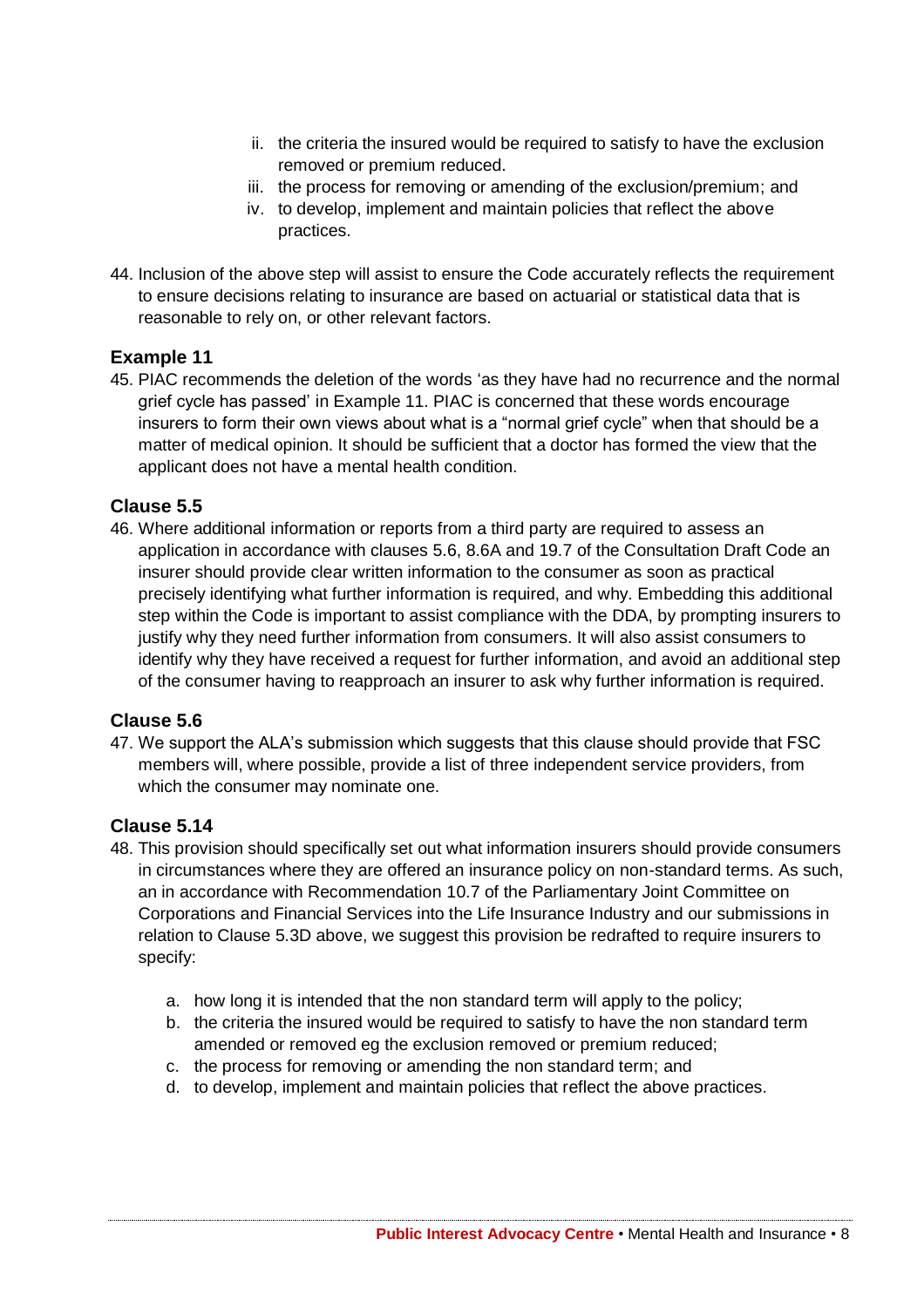ii. the criteria the insured would be required to satisfy to have the exclusion removed or premium reduced.
   iii. the process for removing or amending of the exclusion/premium; and
   iv. to develop, implement and maintain policies that reflect the above practices.

44. Inclusion of the above step will assist to ensure the Code accurately reflects the requirement to ensure decisions relating to insurance are based on actuarial or statistical data that is reasonable to rely on, or other relevant factors.

### Example 11

45. PIAC recommends the deletion of the words 'as they have had no recurrence and the normal grief cycle has passed' in Example 11. PIAC is concerned that these words encourage insurers to form their own views about what is a "normal grief cycle" when that should be a matter of medical opinion. It should be sufficient that a doctor has formed the view that the applicant does not have a mental health condition.

### Clause 5.5

46. Where additional information or reports from a third party are required to assess an application in accordance with clauses 5.6, 8.6A and 19.7 of the Consultation Draft Code an insurer should provide clear written information to the consumer as soon as practical precisely identifying what further information is required, and why. Embedding this additional step within the Code is important to assist compliance with the DDA, by prompting insurers to justify why they need further information from consumers. It will also assist consumers to identify why they have received a request for further information, and avoid an additional step of the consumer having to reapproach an insurer to ask why further information is required.

### Clause 5.6

47. We support the ALA's submission which suggests that this clause should provide that FSC members will, where possible, provide a list of three independent service providers, from which the consumer may nominate one.

### Clause 5.14

48. This provision should specifically set out what information insurers should provide consumers in circumstances where they are offered an insurance policy on non-standard terms. As such, an in accordance with Recommendation 10.7 of the Parliamentary Joint Committee on Corporations and Financial Services into the Life Insurance Industry and our submissions in relation to Clause 5.3D above, we suggest this provision be redrafted to require insurers to specify:

    a. how long it is intended that the non standard term will apply to the policy;
    b. the criteria the insured would be required to satisfy to have the non standard term amended or removed eg the exclusion removed or premium reduced;
    c. the process for removing or amending the non standard term; and
    d. to develop, implement and maintain policies that reflect the above practices.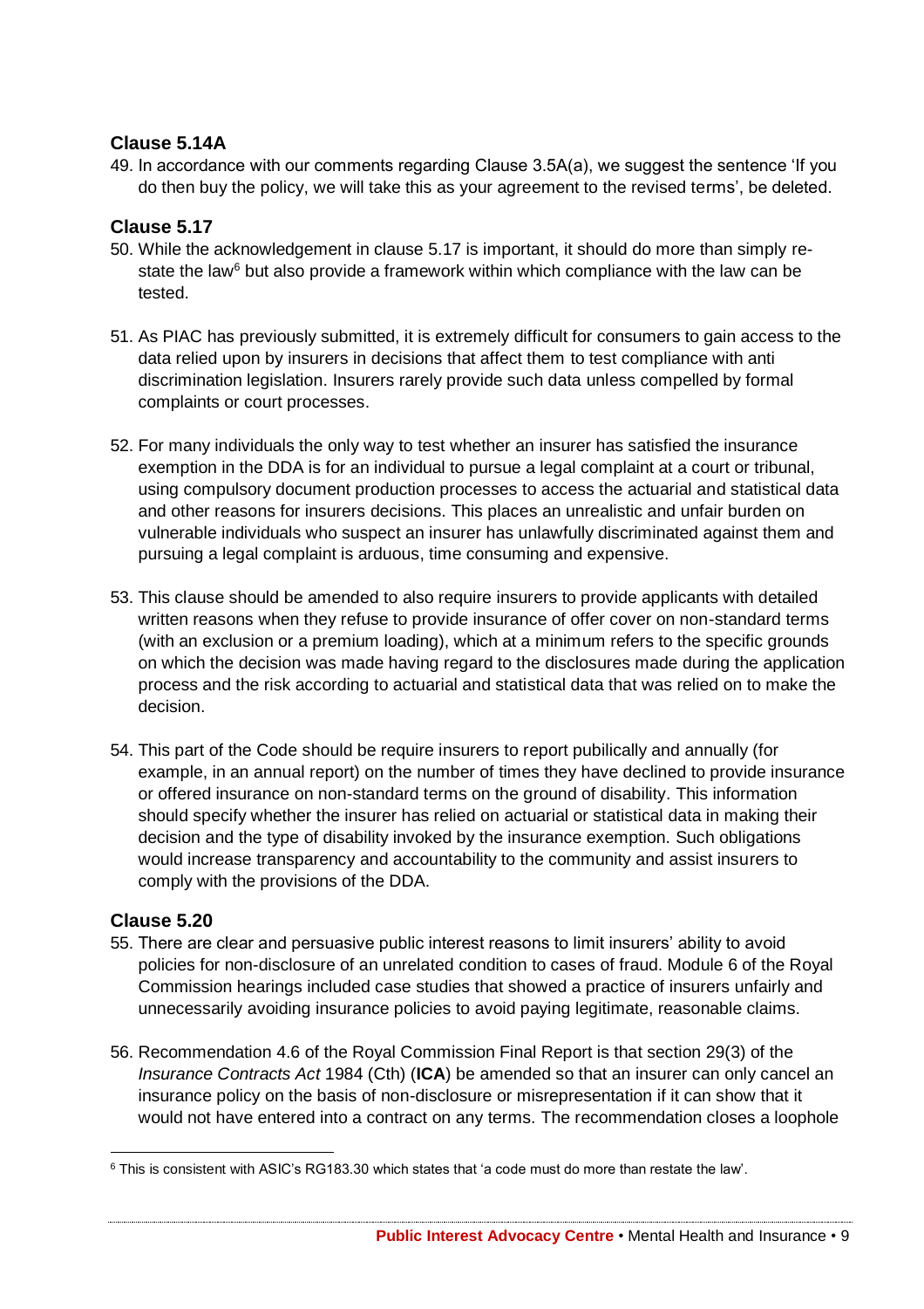### Clause 5.14A

49. In accordance with our comments regarding Clause 3.5A(a), we suggest the sentence 'If you do then buy the policy, we will take this as your agreement to the revised terms', be deleted.

### Clause 5.17

50. While the acknowledgement in clause 5.17 is important, it should do more than simply re-state the law[6] but also provide a framework within which compliance with the law can be tested.

51. As PIAC has previously submitted, it is extremely difficult for consumers to gain access to the data relied upon by insurers in decisions that affect them to test compliance with anti discrimination legislation. Insurers rarely provide such data unless compelled by formal complaints or court processes.

52. For many individuals the only way to test whether an insurer has satisfied the insurance exemption in the DDA is for an individual to pursue a legal complaint at a court or tribunal, using compulsory document production processes to access the actuarial and statistical data and other reasons for insurers decisions. This places an unrealistic and unfair burden on vulnerable individuals who suspect an insurer has unlawfully discriminated against them and pursuing a legal complaint is arduous, time consuming and expensive.

53. This clause should be amended to also require insurers to provide applicants with detailed written reasons when they refuse to provide insurance of offer cover on non-standard terms (with an exclusion or a premium loading), which at a minimum refers to the specific grounds on which the decision was made having regard to the disclosures made during the application process and the risk according to actuarial and statistical data that was relied on to make the decision.

54. This part of the Code should be require insurers to report publically and annually (for example, in an annual report) on the number of times they have declined to provide insurance or offered insurance on non-standard terms on the ground of disability. This information should specify whether the insurer has relied on actuarial or statistical data in making their decision and the type of disability invoked by the insurance exemption. Such obligations would increase transparency and accountability to the community and assist insurers to comply with the provisions of the DDA.

### Clause 5.20

55. There are clear and persuasive public interest reasons to limit insurers' ability to avoid policies for non-disclosure of an unrelated condition to cases of fraud. Module 6 of the Royal Commission hearings included case studies that showed a practice of insurers unfairly and unnecessarily avoiding insurance policies to avoid paying legitimate, reasonable claims.

56. Recommendation 4.6 of the Royal Commission Final Report is that section 29(3) of the *Insurance Contracts Act* 1984 (Cth) (**ICA**) be amended so that an insurer can only cancel an insurance policy on the basis of non-disclosure or misrepresentation if it can show that it would not have entered into a contract on any terms. The recommendation closes a loophole

---

[6] This is consistent with ASIC's RG183.30 which states that 'a code must do more than restate the law'.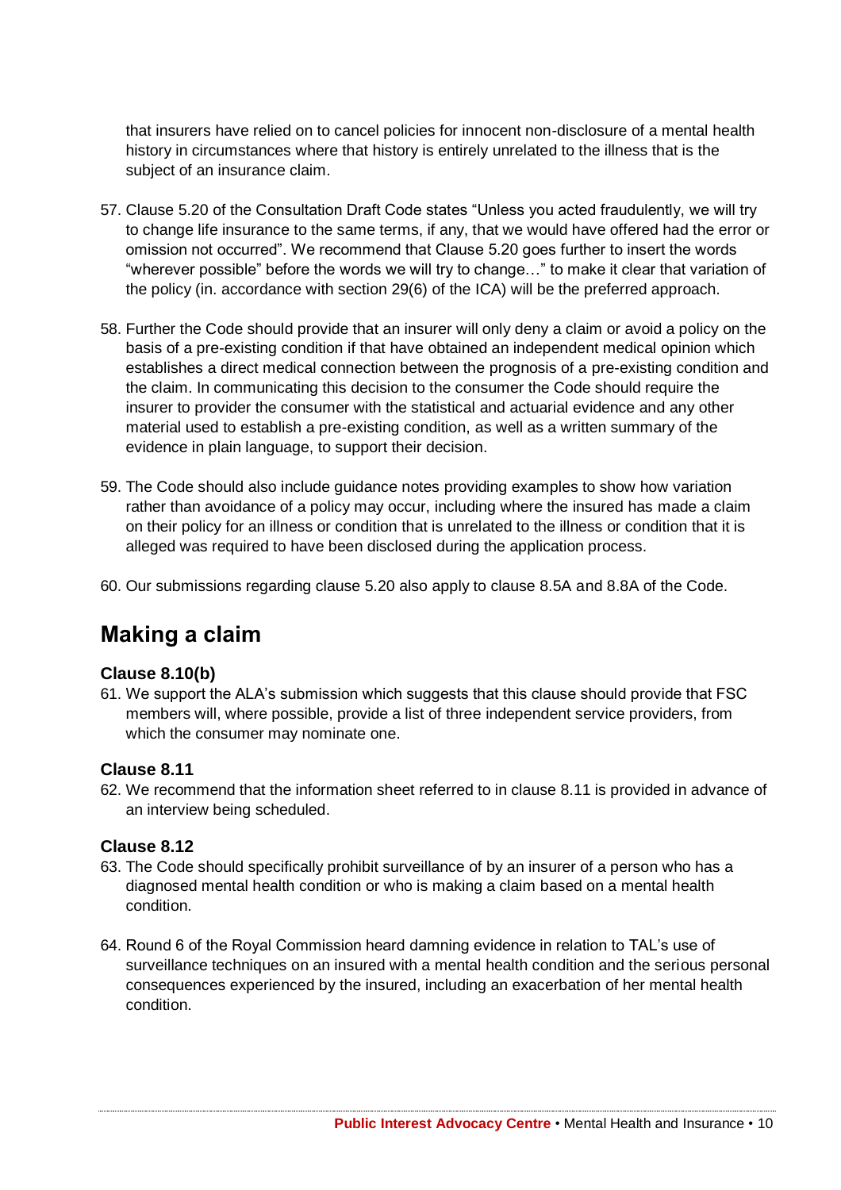that insurers have relied on to cancel policies for innocent non-disclosure of a mental health history in circumstances where that history is entirely unrelated to the illness that is the subject of an insurance claim.

57. Clause 5.20 of the Consultation Draft Code states "Unless you acted fraudulently, we will try to change life insurance to the same terms, if any, that we would have offered had the error or omission not occurred". We recommend that Clause 5.20 goes further to insert the words "wherever possible" before the words we will try to change…" to make it clear that variation of the policy (in. accordance with section 29(6) of the ICA) will be the preferred approach.

58. Further the Code should provide that an insurer will only deny a claim or avoid a policy on the basis of a pre-existing condition if that have obtained an independent medical opinion which establishes a direct medical connection between the prognosis of a pre-existing condition and the claim. In communicating this decision to the consumer the Code should require the insurer to provider the consumer with the statistical and actuarial evidence and any other material used to establish a pre-existing condition, as well as a written summary of the evidence in plain language, to support their decision.

59. The Code should also include guidance notes providing examples to show how variation rather than avoidance of a policy may occur, including where the insured has made a claim on their policy for an illness or condition that is unrelated to the illness or condition that it is alleged was required to have been disclosed during the application process.

60. Our submissions regarding clause 5.20 also apply to clause 8.5A and 8.8A of the Code.

## Making a claim

### Clause 8.10(b)

61. We support the ALA's submission which suggests that this clause should provide that FSC members will, where possible, provide a list of three independent service providers, from which the consumer may nominate one.

### Clause 8.11

62. We recommend that the information sheet referred to in clause 8.11 is provided in advance of an interview being scheduled.

### Clause 8.12

63. The Code should specifically prohibit surveillance of by an insurer of a person who has a diagnosed mental health condition or who is making a claim based on a mental health condition.

64. Round 6 of the Royal Commission heard damning evidence in relation to TAL's use of surveillance techniques on an insured with a mental health condition and the serious personal consequences experienced by the insured, including an exacerbation of her mental health condition.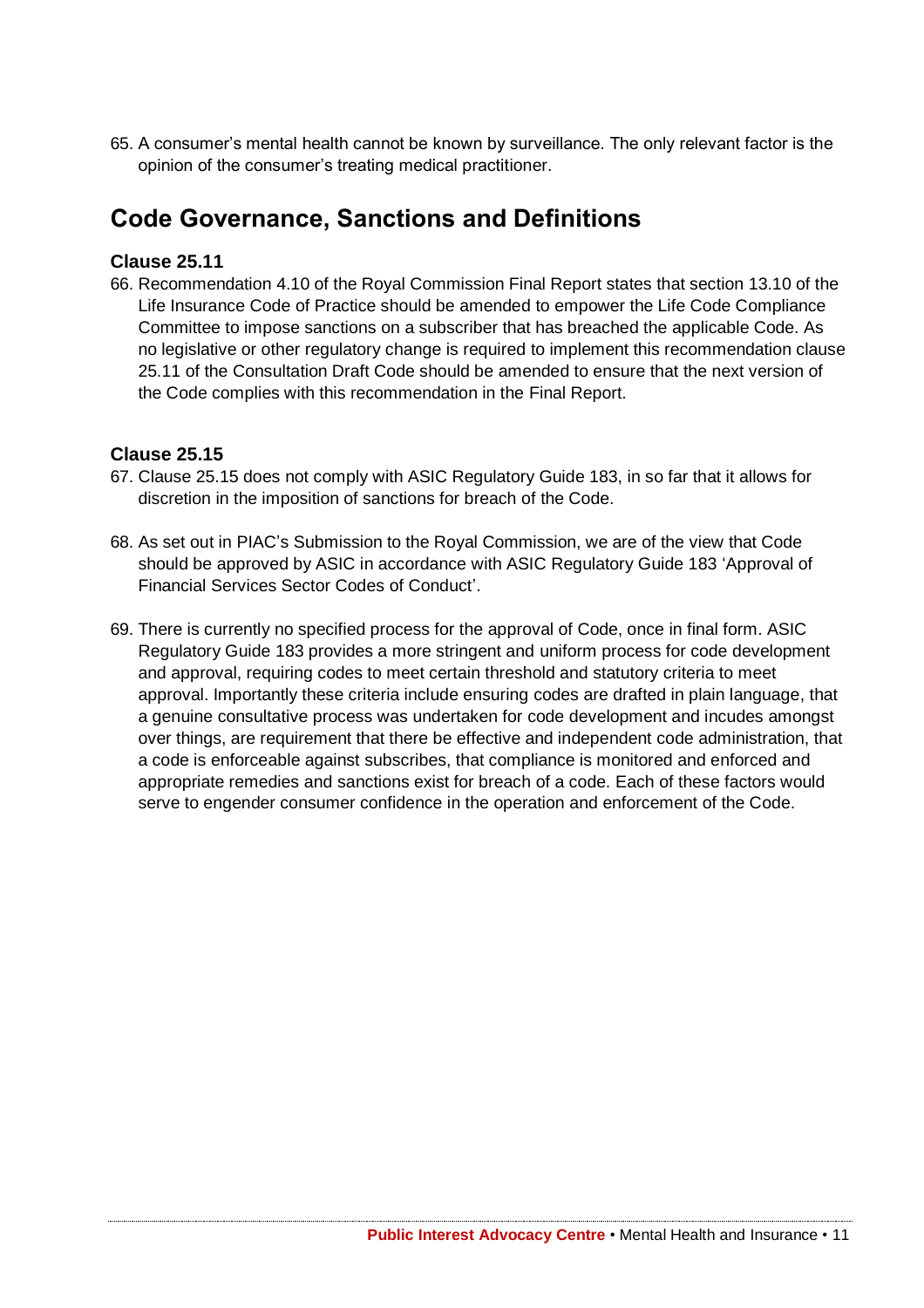65. A consumer's mental health cannot be known by surveillance. The only relevant factor is the opinion of the consumer's treating medical practitioner.

## Code Governance, Sanctions and Definitions

### Clause 25.11

66. Recommendation 4.10 of the Royal Commission Final Report states that section 13.10 of the Life Insurance Code of Practice should be amended to empower the Life Code Compliance Committee to impose sanctions on a subscriber that has breached the applicable Code. As no legislative or other regulatory change is required to implement this recommendation clause 25.11 of the Consultation Draft Code should be amended to ensure that the next version of the Code complies with this recommendation in the Final Report.

### Clause 25.15

67. Clause 25.15 does not comply with ASIC Regulatory Guide 183, in so far that it allows for discretion in the imposition of sanctions for breach of the Code.

68. As set out in PIAC's Submission to the Royal Commission, we are of the view that Code should be approved by ASIC in accordance with ASIC Regulatory Guide 183 'Approval of Financial Services Sector Codes of Conduct'.

69. There is currently no specified process for the approval of Code, once in final form. ASIC Regulatory Guide 183 provides a more stringent and uniform process for code development and approval, requiring codes to meet certain threshold and statutory criteria to meet approval. Importantly these criteria include ensuring codes are drafted in plain language, that a genuine consultative process was undertaken for code development and incudes amongst over things, are requirement that there be effective and independent code administration, that a code is enforceable against subscribes, that compliance is monitored and enforced and appropriate remedies and sanctions exist for breach of a code. Each of these factors would serve to engender consumer confidence in the operation and enforcement of the Code.